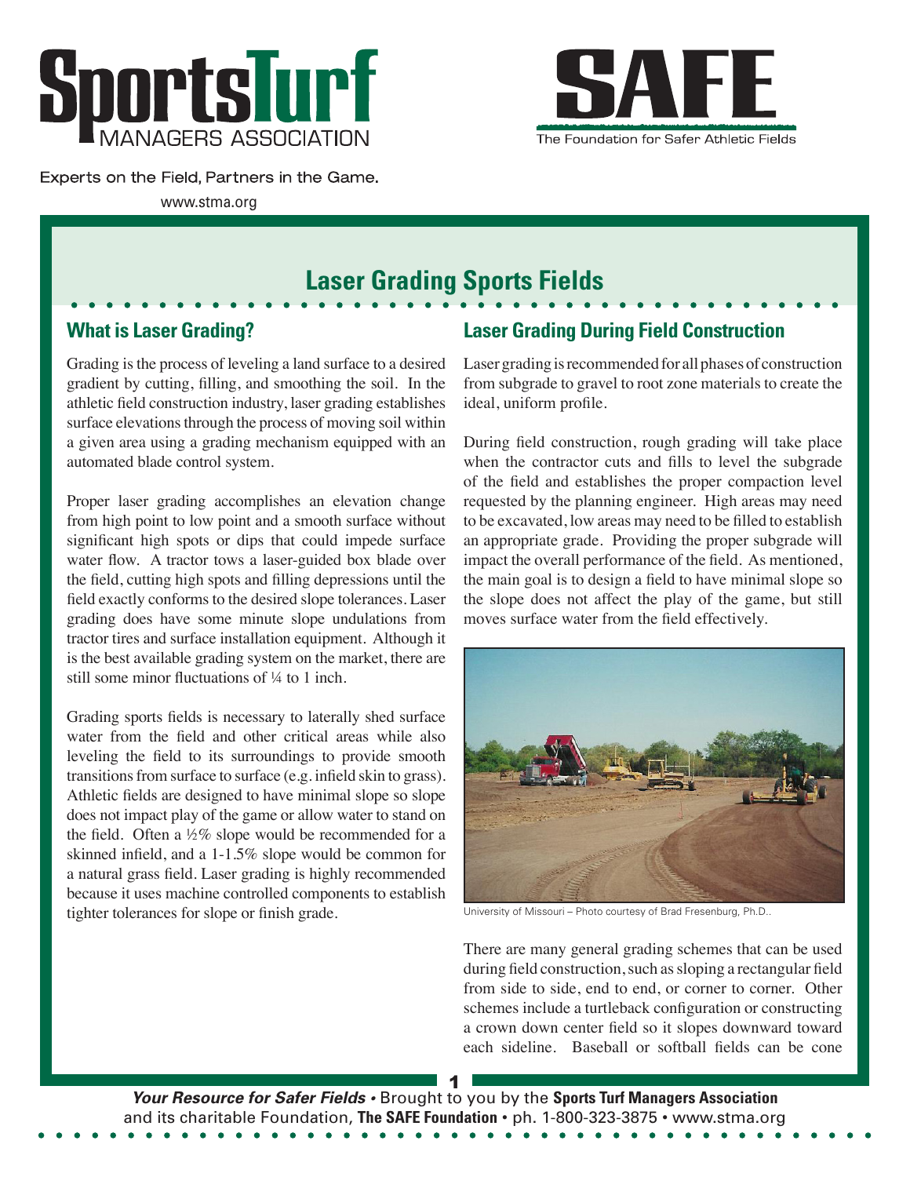SportsTurf MANAGERS ASSOCIATION

Experts on the Field, Partners in the Game.

www.stma.org

SAFE

The Foundation for Safer Athletic Fields

# Laser Grading Sports Fields

## What is Laser Grading?

Grading is the process of leveling a land surface to a desired gradient by cutting, filling, and smoothing the soil. In the athletic field construction industry, laser grading establishes surface elevations through the process of moving soil within a given area using a grading mechanism equipped with an automated blade control system.

Proper laser grading accomplishes an elevation change from high point to low point and a smooth surface without significant high spots or dips that could impede surface water flow. A tractor tows a laser-guided box blade over the field, cutting high spots and filling depressions until the field exactly conforms to the desired slope tolerances. Laser grading does have some minute slope undulations from tractor tires and surface installation equipment. Although it is the best available grading system on the market, there are still some minor fluctuations of ¼ to 1 inch.

Grading sports fields is necessary to laterally shed surface water from the field and other critical areas while also leveling the field to its surroundings to provide smooth transitions from surface to surface (e.g. infield skin to grass). Athletic fields are designed to have minimal slope so slope does not impact play of the game or allow water to stand on the field. Often a ½% slope would be recommended for a skinned infield, and a 1-1.5% slope would be common for a natural grass field. Laser grading is highly recommended because it uses machine controlled components to establish tighter tolerances for slope or finish grade.

## Laser Grading During Field Construction

Laser grading is recommended for all phases of construction from subgrade to gravel to root zone materials to create the ideal, uniform profile.

During field construction, rough grading will take place when the contractor cuts and fills to level the subgrade of the field and establishes the proper compaction level requested by the planning engineer. High areas may need to be excavated, low areas may need to be filled to establish an appropriate grade. Providing the proper subgrade will impact the overall performance of the field. As mentioned, the main goal is to design a field to have minimal slope so the slope does not affect the play of the game, but still moves surface water from the field effectively.

University of Missouri – Photo courtesy of Brad Fresenburg, Ph.D..

There are many general grading schemes that can be used during field construction, such as sloping a rectangular field from side to side, end to end, or corner to corner. Other schemes include a turtleback configuration or constructing a crown down center field so it slopes downward toward each sideline. Baseball or softball fields can be cone

*Your Resource for Safer Fields* • Brought to you by the **Sports Turf Managers Association** and its charitable Foundation, **The SAFE Foundation** • ph. 1-800-323-3875 • www.stma.org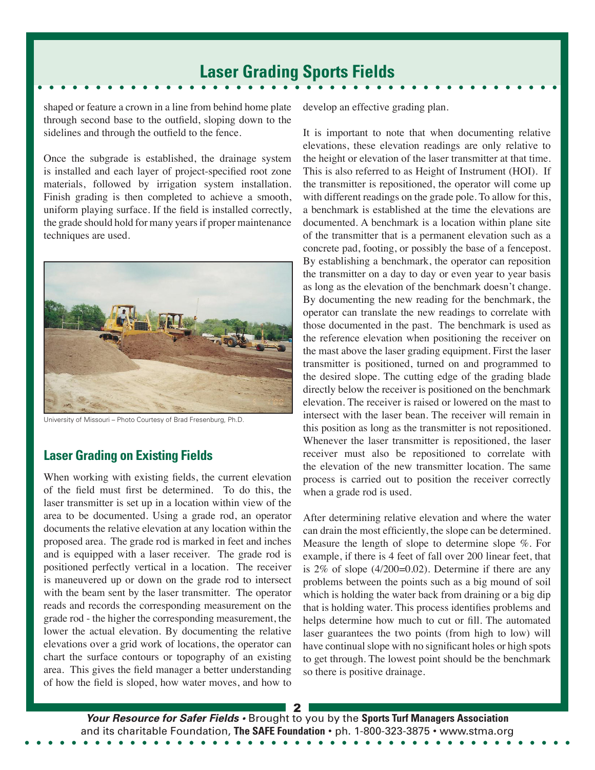shaped or feature a crown in a line from behind home plate through second base to the outfield, sloping down to the sidelines and through the outfield to the fence.

Once the subgrade is established, the drainage system is installed and each layer of project-specified root zone materials, followed by irrigation system installation. Finish grading is then completed to achieve a smooth, uniform playing surface. If the field is installed correctly, the grade should hold for many years if proper maintenance techniques are used.

University of Missouri – Photo Courtesy of Brad Fresenburg, Ph.D.

## Laser Grading on Existing Fields

When working with existing fields, the current elevation of the field must first be determined. To do this, the laser transmitter is set up in a location within view of the area to be documented. Using a grade rod, an operator documents the relative elevation at any location within the proposed area. The grade rod is marked in feet and inches and is equipped with a laser receiver. The grade rod is positioned perfectly vertical in a location. The receiver is maneuvered up or down on the grade rod to intersect with the beam sent by the laser transmitter. The operator reads and records the corresponding measurement on the grade rod - the higher the corresponding measurement, the lower the actual elevation. By documenting the relative elevations over a grid work of locations, the operator can chart the surface contours or topography of an existing area. This gives the field manager a better understanding of how the field is sloped, how water moves, and how to develop an effective grading plan.

It is important to note that when documenting relative elevations, these elevation readings are only relative to the height or elevation of the laser transmitter at that time. This is also referred to as Height of Instrument (HOI). If the transmitter is repositioned, the operator will come up with different readings on the grade pole. To allow for this, a benchmark is established at the time the elevations are documented. A benchmark is a location within plane site of the transmitter that is a permanent elevation such as a concrete pad, footing, or possibly the base of a fencepost. By establishing a benchmark, the operator can reposition the transmitter on a day to day or even year to year basis as long as the elevation of the benchmark doesn't change. By documenting the new reading for the benchmark, the operator can translate the new readings to correlate with those documented in the past. The benchmark is used as the reference elevation when positioning the receiver on the mast above the laser grading equipment. First the laser transmitter is positioned, turned on and programmed to the desired slope. The cutting edge of the grading blade directly below the receiver is positioned on the benchmark elevation. The receiver is raised or lowered on the mast to intersect with the laser bean. The receiver will remain in this position as long as the transmitter is not repositioned. Whenever the laser transmitter is repositioned, the laser receiver must also be repositioned to correlate with the elevation of the new transmitter location. The same process is carried out to position the receiver correctly when a grade rod is used.

After determining relative elevation and where the water can drain the most efficiently, the slope can be determined. Measure the length of slope to determine slope %. For example, if there is 4 feet of fall over 200 linear feet, that is 2% of slope (4/200=0.02). Determine if there are any problems between the points such as a big mound of soil which is holding the water back from draining or a big dip that is holding water. This process identifies problems and helps determine how much to cut or fill. The automated laser guarantees the two points (from high to low) will have continual slope with no significant holes or high spots to get through. The lowest point should be the benchmark so there is positive drainage.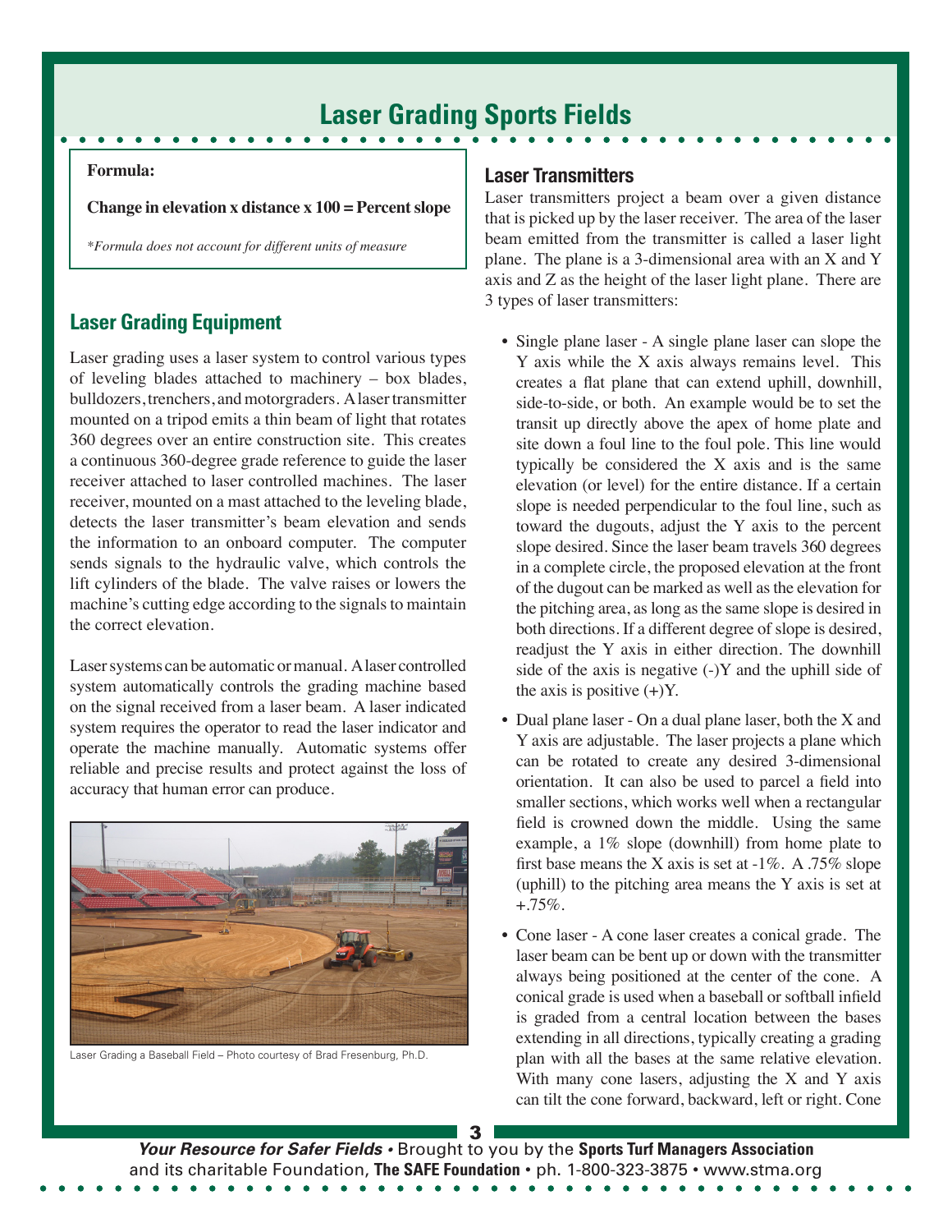# Laser Grading Sports Fields

**Formula:**

**Change in elevation x distance x 100 = Percent slope**

*\*Formula does not account for different units of measure*

## Laser Grading Equipment

Laser grading uses a laser system to control various types of leveling blades attached to machinery – box blades, bulldozers, trenchers, and motorgraders. A laser transmitter mounted on a tripod emits a thin beam of light that rotates 360 degrees over an entire construction site. This creates a continuous 360-degree grade reference to guide the laser receiver attached to laser controlled machines. The laser receiver, mounted on a mast attached to the leveling blade, detects the laser transmitter's beam elevation and sends the information to an onboard computer. The computer sends signals to the hydraulic valve, which controls the lift cylinders of the blade. The valve raises or lowers the machine's cutting edge according to the signals to maintain the correct elevation.

Laser systems can be automatic or manual. A laser controlled system automatically controls the grading machine based on the signal received from a laser beam. A laser indicated system requires the operator to read the laser indicator and operate the machine manually. Automatic systems offer reliable and precise results and protect against the loss of accuracy that human error can produce.

Laser Grading a Baseball Field – Photo courtesy of Brad Fresenburg, Ph.D.

## Laser Transmitters

Laser transmitters project a beam over a given distance that is picked up by the laser receiver. The area of the laser beam emitted from the transmitter is called a laser light plane. The plane is a 3-dimensional area with an X and Y axis and Z as the height of the laser light plane. There are 3 types of laser transmitters:

- Single plane laser - A single plane laser can slope the Y axis while the X axis always remains level. This creates a flat plane that can extend uphill, downhill, side-to-side, or both. An example would be to set the transit up directly above the apex of home plate and site down a foul line to the foul pole. This line would typically be considered the X axis and is the same elevation (or level) for the entire distance. If a certain slope is needed perpendicular to the foul line, such as toward the dugouts, adjust the Y axis to the percent slope desired. Since the laser beam travels 360 degrees in a complete circle, the proposed elevation at the front of the dugout can be marked as well as the elevation for the pitching area, as long as the same slope is desired in both directions. If a different degree of slope is desired, readjust the Y axis in either direction. The downhill side of the axis is negative (-)Y and the uphill side of the axis is positive (+)Y.
- Dual plane laser - On a dual plane laser, both the X and Y axis are adjustable. The laser projects a plane which can be rotated to create any desired 3-dimensional orientation. It can also be used to parcel a field into smaller sections, which works well when a rectangular field is crowned down the middle. Using the same example, a 1% slope (downhill) from home plate to first base means the X axis is set at -1%. A .75% slope (uphill) to the pitching area means the Y axis is set at +.75%.
- Cone laser - A cone laser creates a conical grade. The laser beam can be bent up or down with the transmitter always being positioned at the center of the cone. A conical grade is used when a baseball or softball infield is graded from a central location between the bases extending in all directions, typically creating a grading plan with all the bases at the same relative elevation. With many cone lasers, adjusting the X and Y axis can tilt the cone forward, backward, left or right. Cone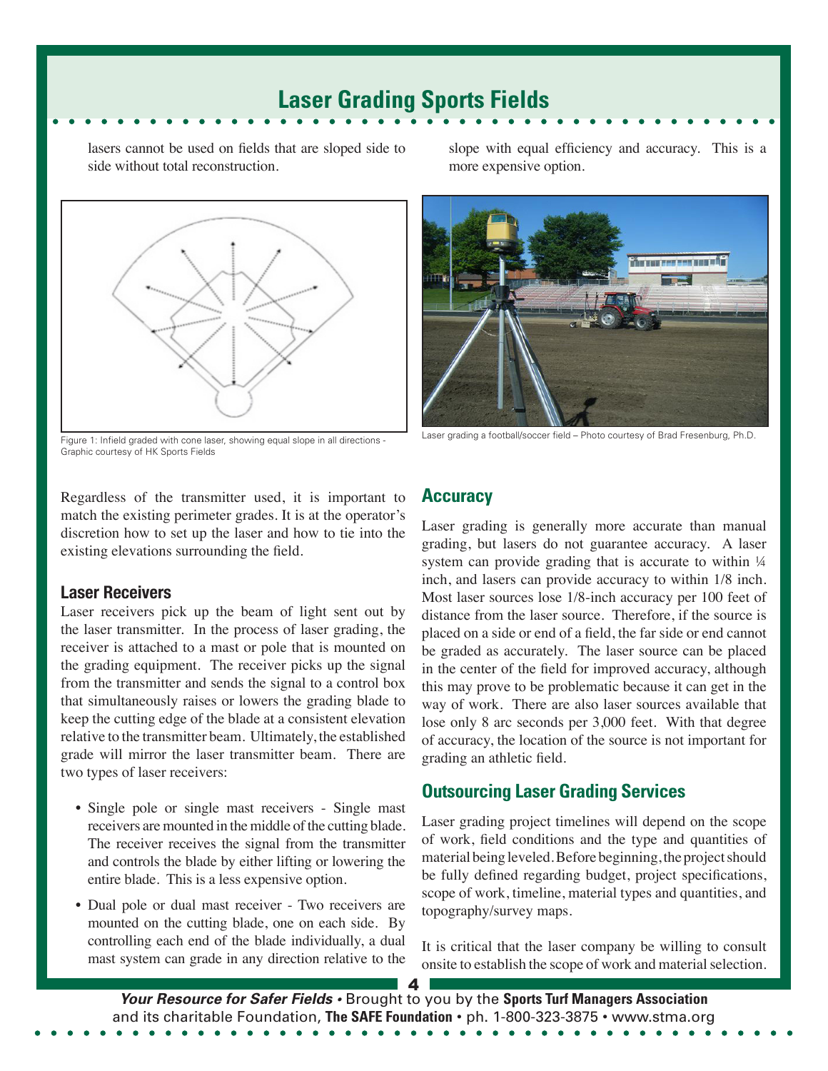lasers cannot be used on fields that are sloped side to side without total reconstruction.

Figure 1: Infield graded with cone laser, showing equal slope in all directions - Graphic courtesy of HK Sports Fields

Regardless of the transmitter used, it is important to match the existing perimeter grades. It is at the operator's discretion how to set up the laser and how to tie into the existing elevations surrounding the field.

### Laser Receivers

Laser receivers pick up the beam of light sent out by the laser transmitter. In the process of laser grading, the receiver is attached to a mast or pole that is mounted on the grading equipment. The receiver picks up the signal from the transmitter and sends the signal to a control box that simultaneously raises or lowers the grading blade to keep the cutting edge of the blade at a consistent elevation relative to the transmitter beam. Ultimately, the established grade will mirror the laser transmitter beam. There are two types of laser receivers:

- Single pole or single mast receivers - Single mast receivers are mounted in the middle of the cutting blade. The receiver receives the signal from the transmitter and controls the blade by either lifting or lowering the entire blade. This is a less expensive option.
- Dual pole or dual mast receiver - Two receivers are mounted on the cutting blade, one on each side. By controlling each end of the blade individually, a dual mast system can grade in any direction relative to the slope with equal efficiency and accuracy. This is a more expensive option.

Laser grading a football/soccer field – Photo courtesy of Brad Fresenburg, Ph.D.

## Accuracy

Laser grading is generally more accurate than manual grading, but lasers do not guarantee accuracy. A laser system can provide grading that is accurate to within ¼ inch, and lasers can provide accuracy to within 1/8 inch. Most laser sources lose 1/8-inch accuracy per 100 feet of distance from the laser source. Therefore, if the source is placed on a side or end of a field, the far side or end cannot be graded as accurately. The laser source can be placed in the center of the field for improved accuracy, although this may prove to be problematic because it can get in the way of work. There are also laser sources available that lose only 8 arc seconds per 3,000 feet. With that degree of accuracy, the location of the source is not important for grading an athletic field.

## Outsourcing Laser Grading Services

Laser grading project timelines will depend on the scope of work, field conditions and the type and quantities of material being leveled. Before beginning, the project should be fully defined regarding budget, project specifications, scope of work, timeline, material types and quantities, and topography/survey maps.

It is critical that the laser company be willing to consult onsite to establish the scope of work and material selection.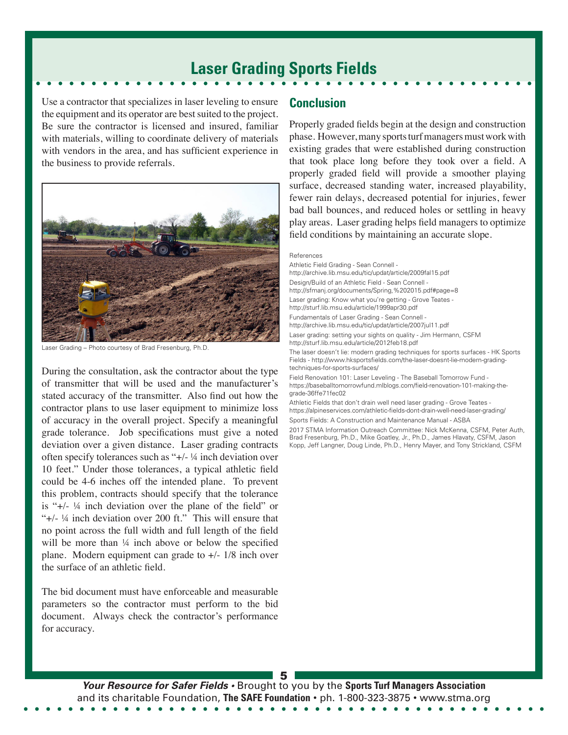# Laser Grading Sports Fields

Use a contractor that specializes in laser leveling to ensure the equipment and its operator are best suited to the project. Be sure the contractor is licensed and insured, familiar with materials, willing to coordinate delivery of materials with vendors in the area, and has sufficient experience in the business to provide referrals.

Laser Grading – Photo courtesy of Brad Fresenburg, Ph.D.

During the consultation, ask the contractor about the type of transmitter that will be used and the manufacturer's stated accuracy of the transmitter. Also find out how the contractor plans to use laser equipment to minimize loss of accuracy in the overall project. Specify a meaningful grade tolerance. Job specifications must give a noted deviation over a given distance. Laser grading contracts often specify tolerances such as "+/- ¼ inch deviation over 10 feet." Under those tolerances, a typical athletic field could be 4-6 inches off the intended plane. To prevent this problem, contracts should specify that the tolerance is "+/- ¼ inch deviation over the plane of the field" or "+/- ¼ inch deviation over 200 ft." This will ensure that no point across the full width and full length of the field will be more than ¼ inch above or below the specified plane. Modern equipment can grade to +/- 1/8 inch over the surface of an athletic field.

The bid document must have enforceable and measurable parameters so the contractor must perform to the bid document. Always check the contractor's performance for accuracy.

## Conclusion

Properly graded fields begin at the design and construction phase. However, many sports turf managers must work with existing grades that were established during construction that took place long before they took over a field. A properly graded field will provide a smoother playing surface, decreased standing water, increased playability, fewer rain delays, decreased potential for injuries, fewer bad ball bounces, and reduced holes or settling in heavy play areas. Laser grading helps field managers to optimize field conditions by maintaining an accurate slope.

References

Athletic Field Grading - Sean Connell - http://archive.lib.msu.edu/tic/updat/article/2009fal15.pdf

Design/Build of an Athletic Field - Sean Connell - http://sfmanj.org/documents/Spring,%202015.pdf#page=8

Laser grading: Know what you're getting - Grove Teates - http://sturf.lib.msu.edu/article/1999apr30.pdf

Fundamentals of Laser Grading - Sean Connell - http://archive.lib.msu.edu/tic/updat/article/2007jul11.pdf

Laser grading: setting your sights on quality - Jim Hermann, CSFM http://sturf.lib.msu.edu/article/2012feb18.pdf

The laser doesn't lie: modern grading techniques for sports surfaces - HK Sports Fields - http://www.hksportsfields.com/the-laser-doesnt-lie-modern-grading-techniques-for-sports-surfaces/

Field Renovation 101: Laser Leveling - The Baseball Tomorrow Fund - https://baseballtomorrowfund.mlblogs.com/field-renovation-101-making-the-grade-36ffe71fec02

Athletic Fields that don't drain well need laser grading - Grove Teates - https://alpineservices.com/athletic-fields-dont-drain-well-need-laser-grading/

Sports Fields: A Construction and Maintenance Manual - ASBA

2017 STMA Information Outreach Committee: Nick McKenna, CSFM, Peter Auth, Brad Fresenburg, Ph.D., Mike Goatley, Jr., Ph.D., James Hlavaty, CSFM, Jason Kopp, Jeff Langner, Doug Linde, Ph.D., Henry Mayer, and Tony Strickland, CSFM